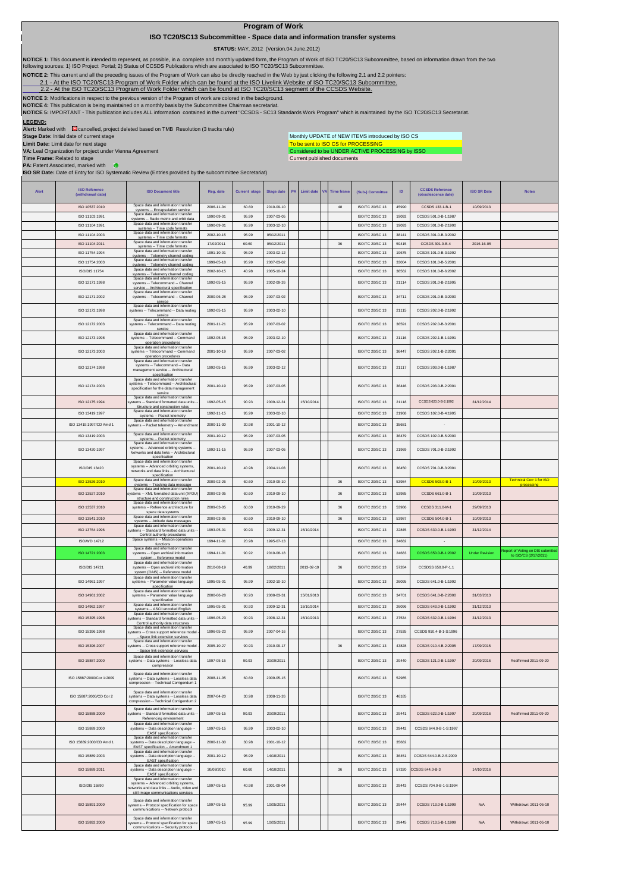# Program of Work

## ISO TC20/SC13 Subcommittee - Space data and information transfer systems

**STATUS:** MAY, 2012 (Version.04.June.2012)

**NOTICE 1:** This document is intended to represent, as possible, in a complete and monthly updated form, the Program of Work of ISO TC20/SC13 Subcommittee, based on information drawn from the two following sources: 1) ISO Project Portal; 2) Status of CCSDS Publications which are associated to ISO TC20/SC13 Subcommittee.

**NOTICE 2:** This current and all the preceding issues of the Program of Work can also be directly reached in the Web by just clicking the following 2.1 and 2.2 pointers:

2.1 - At the ISO TC20/SC13 Program of Work Folder which can be found at the ISO Livelink Website of ISO TC20/SC13 Subcommittee.

2.2 - At the ISO TC20/SC13 Program of Work Folder which can be found at ISO TC20/SC13 segment of the CCSDS Website.

**NOTICE 3:** Modifications in respect to the previous version of the Program of work are colored in the background.

**NOTICE 4:** This publication is being maintained on a monthly basis by the Subcommittee Chairman secretariat.

**NOTICE 5:** IMPORTANT - This publication includes ALL information contained in the current "CCSDS - SC13 Standards Work Program" which is maintained by the ISO TC20/SC13 Secretariat.

**LEGEND:**

**Alert:** Marked with cancelled, project deleted based on TMB Resolution (3 tracks rule)

**Stage Date:** Initial date of current stage

**Limit Date:** Limit date for next stage

**VA:** Leal Organization for project under Vienna Agreement

**Time Frame:** Related to stage

**PA:** Patent Associated, marked with

**ISO SR Date:** Date of Entry for ISO Systematic Review (Entries provided by the subcommittee Secretariat)

Monthly UPDATE of NEW ITEMS introduced by ISO CS

To be sent to ISO CS for PROCESSING

Considered to be UNDER ACTIVE PROCESSING by ISSO

Current published documents

| Alert | ISO Reference (withdrawal date) | ISO Document title | Reg. date | Current stage | Stage date | PA | Limit date | VA | Time frame | (Sub-) Committee | ID | CCSDS Reference (obsolescence date) | ISO SR Date | Notes |
|---|---|---|---|---|---|---|---|---|---|---|---|---|---|---|
| | ISO 10537:2010 | Space data and information transfer systems -- Encapsulation service | 2006-11-04 | 60.60 | 2010-09-10 | | | | 48 | ISO/TC 20/SC 13 | 45990 | CCSDS 133.1-B-1 | 10/09/2013 | |
| | ISO 11103:1991 | Space data and information transfer systems -- Radio metric and orbit data | 1990-09-01 | 95.99 | 2007-03-05 | | | | | ISO/TC 20/SC 13 | 19092 | CCSDS 501.0-B-1:1987 | | |
| | ISO 11104:1991 | Space data and information transfer systems -- Time code formats | 1990-09-01 | 95.99 | 2003-12-10 | | | | | ISO/TC 20/SC 13 | 19093 | CCSDS 301.0-B-2:1990 | | |
| | ISO 11104:2003 | Space data and information transfer systems -- Time code formats | 2002-10-15 | 95.99 | 05/12/2011 | | | | | ISO/TC 20/SC 13 | 38141 | CCSDS 301.0-B-3:2002 | | |
| | ISO 11104:2011 | Space data and information transfer systems -- Time code formats | 17/02/2011 | 60.60 | 05/12/2011 | | | | 36 | ISO/TC 20/SC 13 | 59415 | CCSDS 301.0-B-4 | 2016-16-05 | |
| | ISO 11754:1994 | Space data and information transfer systems -- Telemetry channel coding | 1991-10-01 | 95.99 | 2003-02-12 | | | | | ISO/TC 20/SC 13 | 19675 | CCSDS 101.0-B-3:1992 | | |
| | ISO 11754:2003 | Space data and information transfer systems -- Telemetry channel coding | 1999-05-18 | 95.99 | 2007-03-02 | | | | | ISO/TC 20/SC 13 | 33004 | CCSDS 101.0-B-5:2001 | | |
| | ISO/DIS 11754 | Space data and information transfer systems -- Telemetry channel coding | 2002-10-15 | 40.98 | 2005-10-24 | | | | | ISO/TC 20/SC 13 | 38562 | CCSDS 101.0-B-6:2002 | | |
| | ISO 12171:1998 | Space data and information transfer systems -- Telecommand -- Channel service -- Architectural specification | 1992-05-15 | 95.99 | 2002-09-26 | | | | | ISO/TC 20/SC 13 | 21114 | CCSDS 201.0-B-2:1995 | | |
| | ISO 12171:2002 | Space data and information transfer systems -- Telecommand -- Channel service | 2000-06-28 | 95.99 | 2007-03-02 | | | | | ISO/TC 20/SC 13 | 34711 | CCSDS 201.0-B-3:2000 | | |
| | ISO 12172:1998 | Space data and information transfer systems -- Telecommand -- Data routing service | 1992-05-15 | 95.99 | 2003-02-10 | | | | | ISO/TC 20/SC 13 | 21115 | CCSDS 202.0-B-2:1992 | | |
| | ISO 12172:2003 | Space data and information transfer systems -- Telecommand -- Data routing service | 2001-11-21 | 95.99 | 2007-03-02 | | | | | ISO/TC 20/SC 13 | 36591 | CCSDS 202.0-B-3:2001 | | |
| | ISO 12173:1998 | Space data and information transfer systems -- Telecommand -- Command operation procedures | 1992-05-15 | 95.99 | 2003-02-10 | | | | | ISO/TC 20/SC 13 | 21116 | CCSDS 202.1-B-1:1991 | | |
| | ISO 12173:2003 | Space data and information transfer systems -- Telecommand -- Command operation procedures | 2001-10-19 | 95.99 | 2007-03-02 | | | | | ISO/TC 20/SC 13 | 36447 | CCSDS 202.1-B-2:2001 | | |
| | ISO 12174:1998 | Space data and information transfer systems -- Telecommand -- Data management service -- Architectural specification | 1992-05-15 | 95.99 | 2003-02-12 | | | | | ISO/TC 20/SC 13 | 21117 | CCSDS 203.0-B-1:1987 | | |
| | ISO 12174:2003 | Space data and information transfer systems -- Telecommand -- Architectural specification for the data management service | 2001-10-19 | 95.99 | 2007-03-05 | | | | | ISO/TC 20/SC 13 | 36446 | CCSDS 203.0-B-2:2001 | | |
| | ISO 12175:1994 | Space data and information transfer systems -- Standard formatted data units -- Structure and construction rules | 1992-05-15 | 90.93 | 2009-12-31 | | 15/10/2014 | | | ISO/TC 20/SC 13 | 21118 | CCSDS 620.0-B-2:1992 | 31/12/2014 | |
| | ISO 13419:1997 | Space data and information transfer systems -- Packet telemetry | 1992-11-15 | 95.99 | 2003-02-10 | | | | | ISO/TC 20/SC 13 | 21968 | CCSDS 102.0-B-4:1995 | | |
| | ISO 13419:1997/CD Amd 1 | Space data and information transfer systems -- Packet telemetry -- Amendment 1 | 2000-11-30 | 30.98 | 2001-10-12 | | | | | ISO/TC 20/SC 13 | 35681 | - | | |
| | ISO 13419:2003 | Space data and information transfer systems -- Packet telemetry | 2001-10-12 | 95.99 | 2007-03-05 | | | | | ISO/TC 20/SC 13 | 36479 | CCSDS 102.0-B-5:2000 | | |
| | ISO 13420:1997 | Space data and information transfer systems -- Advanced orbiting systems -- Networks and data links -- Architectural specification | 1992-11-15 | 95.99 | 2007-03-05 | | | | | ISO/TC 20/SC 13 | 21969 | CCSDS 701.0-B-2:1992 | | |
| | ISO/DIS 13420 | Space data and information transfer systems -- Advanced orbiting systems, networks and data links -- Architectural specification | 2001-10-19 | 40.98 | 2004-11-03 | | | | | ISO/TC 20/SC 13 | 36450 | CCSDS 701.0-B-3:2001 | | |
| | ISO 13526:2010 | Space data and information transfer systems -- Tracking data message | 2009-02-26 | 60.60 | 2010-09-10 | | | | 36 | ISO/TC 20/SC 13 | 53984 | CCSDS 503.0-B-1 | 10/09/2013 | Technical Corr 1 for ISO processing |
| | ISO 13527:2010 | Space data and information transfer systems -- XML formatted data unit (XFDU) structure and construction rules | 2009-03-05 | 60.60 | 2010-09-10 | | | | 36 | ISO/TC 20/SC 13 | 53985 | CCSDS 661.0-B-1 | 10/09/2013 | |
| | ISO 13537:2010 | Space data and information transfer systems -- Reference architecture for space data systems | 2009-03-05 | 60.60 | 2010-09-29 | | | | 36 | ISO/TC 20/SC 13 | 53986 | CCSDS 311.0-M-1 | 29/09/2013 | |
| | ISO 13541:2010 | Space data and information transfer systems -- Attitude data messages | 2009-03-05 | 60.60 | 2010-09-10 | | | | 36 | ISO/TC 20/SC 13 | 53987 | CCSDS 504.0-B-1 | 10/09/2013 | |
| | ISO 13764:1996 | Space data and information transfer systems -- Standard formatted data units -- Control authority procedures | 1993-05-01 | 90.93 | 2009-12-31 | | 15/10/2014 | | | ISO/TC 20/SC 13 | 22845 | CCSDS 630.0-B-1:1993 | 31/12/2014 | |
| | ISO/WD 14712 | Space systems -- Mission operations functions | 1994-11-01 | 20.98 | 1995-07-13 | | | | | ISO/TC 20/SC 13 | 24682 | - | | |
| | ISO 14721:2003 | Space data and information transfer systems -- Open archival information system -- Reference model | 1994-11-01 | 90.92 | 2010-08-18 | | | | | ISO/TC 20/SC 13 | 24683 | CCSDS 650.0-B-1:2002 | Under Revision | Report of Voting on DIS submitted to ISO/CS (2/17/2011) |
| | ISO/DIS 14721 | Space data and information transfer systems -- Open archival information system (OAIS) -- Reference model | 2010-08-19 | 40.99 | 18/02/2011 | | 2013-02-19 | | 36 | ISO/TC 20/SC 13 | 57284 | CCSDS 650.0-P-1.1 | | |
| | ISO 14961:1997 | Space data and information transfer systems -- Parameter value language specification | 1995-05-01 | 95.99 | 2002-10-10 | | | | | ISO/TC 20/SC 13 | 26095 | CCSDS 641.0-B-1:1992 | | |
| | ISO 14961:2002 | Space data and information transfer systems -- Parameter value language specification | 2000-06-28 | 90.93 | 2008-03-31 | | 15/01/2013 | | | ISO/TC 20/SC 13 | 34701 | CCSDS 641.0-B-2:2000 | 31/03/2013 | |
| | ISO 14962:1997 | Space data and information transfer systems -- ASCII encoded English | 1995-05-01 | 90.93 | 2009-12-31 | | 15/10/2014 | | | ISO/TC 20/SC 13 | 26096 | CCSDS 643.0-B-1:1992 | 31/12/2013 | |
| | ISO 15395:1998 | Space data and information transfer systems -- Standard formatted data units -- Control authority data structures | 1996-05-23 | 90.93 | 2008-12-31 | | 15/10/2013 | | | ISO/TC 20/SC 13 | 27534 | CCSDS 632.0-B-1:1994 | 31/12/2013 | |
| | ISO 15396:1998 | Space data and information transfer systems -- Cross support reference model -- Space link extension services | 1996-05-23 | 95.99 | 2007-04-16 | | | | | ISO/TC 20/SC 13 | 27535 | CCSDS 910.4-B-1-S:1996 | | |
| | ISO 15396:2007 | Space data and information transfer systems -- Cross support reference model -- Space link extension services | 2005-10-27 | 90.93 | 2010-09-17 | | | | 36 | ISO/TC 20/SC 13 | 43828 | CCSDS 910.4-B-2:2005 | 17/09/2015 | |
| | ISO 15887:2000 | Space data and information transfer systems -- Data systems -- Lossless data compression | 1997-05-15 | 90.93 | 20/09/2011 | | | | | ISO/TC 20/SC 13 | 29440 | CCSDS 121.0-B-1:1997 | 20/09/2016 | Reaffirmed 2011-09-20 |
| | ISO 15887:2000/Cor 1:2009 | Space data and information transfer systems -- Data systems -- Lossless data compression -- Technical Corrigendum 1 | 2008-11-05 | 60.60 | 2009-05-15 | | | | | ISO/TC 20/SC 13 | 52985 | | | |
| | ISO 15887:2000/CD Cor 2 | Space data and information transfer systems -- Data systems -- Lossless data compression -- Technical Corrigendum 2 | 2007-04-20 | 30.98 | 2008-11-26 | | | | | ISO/TC 20/SC 13 | 46185 | | | |
| | ISO 15888:2000 | Space data and information transfer systems -- Standard formatted data units -- Referencing environment | 1997-05-15 | 90.93 | 20/09/2011 | | | | | ISO/TC 20/SC 13 | 29441 | CCSDS 622.0-B-1:1997 | 20/09/2016 | Reaffirmed 2011-09-20 |
| | ISO 15889:2000 | Space data and information transfer systems -- Data description language -- EAST specification | 1997-05-15 | 95.99 | 2003-02-10 | | | | | ISO/TC 20/SC 13 | 29442 | CCSDS 644.0-B-1-S:1997 | | |
| | ISO 15889:2000/CD Amd 1 | Space data and information transfer systems -- Data description language -- EAST specification -- Amendment 1 | 2000-11-30 | 30.98 | 2001-10-12 | | | | | ISO/TC 20/SC 13 | 35682 | | | |
| | ISO 15889:2003 | Space data and information transfer systems -- Data description language -- EAST specification | 2001-10-12 | 95.99 | 14/10/2011 | | | | | ISO/TC 20/SC 13 | 36451 | CCSDS 644.0-B-2-S:2000 | | |
| | ISO 15889:2011 | Space data and information transfer systems -- Data description language -- EAST specification | 30/08/2010 | 60.60 | 14/10/2011 | | | | 36 | ISO/TC 20/SC 13 | 57320 | CCSDS 644.0-B-3 | 14/10/2016 | |
| | ISO/DIS 15890 | Space data and information transfer systems -- Advanced orbiting systems, networks and data links -- Audio, video and still-image communications services | 1997-05-15 | 40.98 | 2001-09-04 | | | | | ISO/TC 20/SC 13 | 29443 | CCSDS 704.0-B-1-S:1994 | | |
| | ISO 15891:2000 | Space data and information transfer systems -- Protocol specification for space communications -- Network protocol | 1997-05-15 | 95.99 | 10/05/2011 | | | | | ISO/TC 20/SC 13 | 29444 | CCSDS 713.0-B-1:1999 | N/A | Withdrawn: 2011-05-10 |
| | ISO 15892:2000 | Space data and information transfer systems -- Protocol specification for space communications -- Security protocol | 1997-05-15 | 95.99 | 10/05/2011 | | | | | ISO/TC 20/SC 13 | 29445 | CCSDS 713.5-B-1:1999 | N/A | Withdrawn: 2011-05-10 |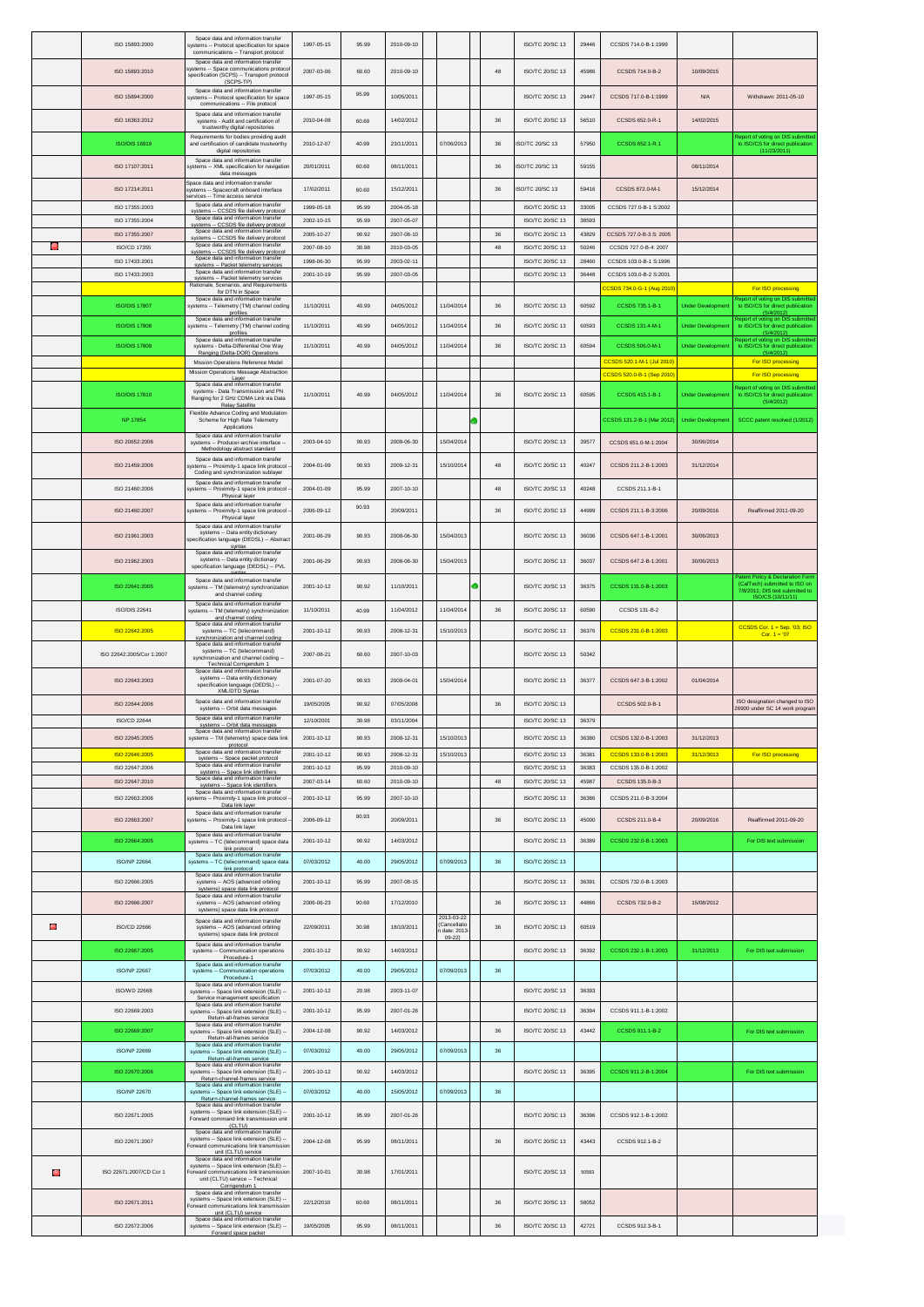| | | | | | | | | | | | | | |
|---|---|---|---|---|---|---|---|---|---|---|---|---|---|
| | ISO 15893:2000 | Space data and information transfer systems -- Protocol specification for space communications -- Transport protocol | 1997-05-15 | 95.99 | 2010-09-10 | | | | ISO/TC 20/SC 13 | 29446 | CCSDS 714.0-B-1:1999 | | |
| | ISO 15893:2010 | Space data and information transfer systems -- Space communications protocol specification (SCPS) -- Transport protocol (SCPS-TP) | 2007-03-06 | 60.60 | 2010-09-10 | | | 48 | ISO/TC 20/SC 13 | 45986 | CCSDS 714.0-B-2 | 10/09/2015 | |
| | ISO 15894:2000 | Space data and information transfer systems -- Protocol specification for space communications -- File protocol | 1997-05-15 | 95.99 | 10/05/2011 | | | | ISO/TC 20/SC 13 | 29447 | CCSDS 717.0-B-1:1999 | N/A | Withdrawn: 2011-05-10 |
| | ISO 16363:2012 | Space data and information transfer systems - Audit and certification of trustworthy digital repositories | 2010-04-08 | 60.60 | 14/02/2012 | | | 36 | ISO/TC 20/SC 13 | 56510 | CCSDS 652.0-R-1 | 14/02/2015 | |
| | ISO/DIS 16919 | Requirements for bodies providing audit and certification of candidate trustworthy digital repositories | 2010-12-07 | 40.99 | 23/11/2011 | 07/06/2013 | | 36 | ISO/TC 20/SC 13 | 57950 | CCSDS 652.1-R.1 | | Report of voting on DIS submitted to ISO/CS for direct publication (11/23/2011) |
| | ISO 17107:2011 | Space data and information transfer systems -- XML specification for navigation data messages | 20/01/2011 | 60.60 | 08/11/2011 | | | 36 | ISO/TC 20/SC 13 | 59155 | | 08/11/2014 | |
| | ISO 17214:2011 | Space data and information transfer systems -- Spacecraft onboard interface services -- Time access service | 17/02/2011 | 60.60 | 15/12/2011 | | | 36 | ISO/TC 20/SC 13 | 59416 | CCSDS 872.0-M-1 | 15/12/2014 | |
| | ISO 17355:2003 | Space data and information transfer systems -- CCSDS file delivery protocol | 1999-05-18 | 95.99 | 2004-05-18 | | | | ISO/TC 20/SC 13 | 33005 | CCSDS 727.0-B-1 S:2002 | | |
| | ISO 17355:2004 | Space data and information transfer systems -- CCSDS file delivery protocol | 2002-10-15 | 95.99 | 2007-05-07 | | | | ISO/TC 20/SC 13 | 38593 | | | |
| | ISO 17355:2007 | Space data and information transfer systems -- CCSDS file delivery protocol | 2005-10-27 | 90.92 | 2007-08-10 | | | 36 | ISO/TC 20/SC 13 | 43829 | CCSDS 727.0-B-3 S: 2005 | | |
| ● | ISO/CD 17355 | Space data and information transfer systems -- CCSDS file delivery protocol | 2007-08-10 | 30.98 | 2010-03-05 | | | 48 | ISO/TC 20/SC 13 | 50246 | CCSDS 727.0-B-4: 2007 | | |
| | ISO 17433:2001 | Space data and information transfer systems -- Packet telemetry services | 1998-06-30 | 95.99 | 2003-02-11 | | | | ISO/TC 20/SC 13 | 28460 | CCSDS 103.0-B-1 S:1996 | | |
| | ISO 17433:2003 | Space data and information transfer systems -- Packet telemetry services | 2001-10-19 | 95.99 | 2007-03-05 | | | | ISO/TC 20/SC 13 | 36448 | CCSDS 103.0-B-2 S:2001 | | |
| | | Rationale, Scenarios, and Requirements for DTN in Space | | | | | | | | | CCSDS 734.0-G-1 (Aug 2010) | | For ISO processing |
| | ISO/DIS 17807 | Space data and information transfer systems -- Telemetry (TM) channel coding profiles | 11/10/2011 | 40.99 | 04/05/2012 | 11/04/2014 | | 36 | ISO/TC 20/SC 13 | 60592 | CCSDS 735.1-B-1 | Under Development | Report of voting on DIS submitted to ISO/CS for direct publication (5/4/2012) |
| | ISO/DIS 17808 | Space data and information transfer systems -- Telemetry (TM) channel coding profiles | 11/10/2011 | 40.99 | 04/05/2012 | 11/04/2014 | | 36 | ISO/TC 20/SC 13 | 60593 | CCSDS 131.4-M-1 | Under Development | Report of voting on DIS submitted to ISO/CS for direct publication (5/4/2012) |
| | ISO/DIS 17809 | Space data and information transfer systems - Delta-Differential One Way Ranging (Delta-DOR) Operations | 11/10/2011 | 40.99 | 04/05/2012 | 11/04/2014 | | 36 | ISO/TC 20/SC 13 | 60594 | CCSDS 506.0-M-1 | Under Development | Report of voting on DIS submitted to ISO/CS for direct publication (5/4/2012) |
| | | Mission Operations Reference Model | | | | | | | | | CCSDS 520.1-M-1 (Jul 2010) | | For ISO processing |
| | | Mission Operations Message Abstraction Layer | | | | | | | | | CCSDS 520.0-B-1 (Sep 2010) | | For ISO processing |
| | ISO/DIS 17810 | Space data and information transfer systems - Data Transmission and PN Ranging for 2 GHz CDMA Link via Data Relay Satellite | 11/10/2011 | 40.99 | 04/05/2012 | 11/04/2014 | | 36 | ISO/TC 20/SC 13 | 60595 | CCSDS 415.1-B-1 | Under Development | Report of voting on DIS submitted to ISO/CS for direct publication (5/4/2012) |
| | NP 17854 | Flexible Advance Coding and Modulation Scheme for High Rate Telemetry Applications | | | | | ● | | | | CCSDS 131.2-B-1 (Mar 2012) | Under Development | SCCC patent resolved (1/2012) |
| | ISO 20652:2006 | Space data and information transfer systems -- Producer-archive interface -- Methodology abstract standard | 2003-04-10 | 90.93 | 2009-06-30 | 15/04/2014 | | | ISO/TC 20/SC 13 | 39577 | CCSDS 651.0-M-1:2004 | 30/06/2014 | |
| | ISO 21459:2006 | Space data and information transfer systems -- Proximity-1 space link protocol -- Coding and synchronization sublayer | 2004-01-09 | 90.93 | 2009-12-31 | 15/10/2014 | | 48 | ISO/TC 20/SC 13 | 40247 | CCSDS 211.2-B-1:2003 | 31/12/2014 | |
| | ISO 21460:2006 | Space data and information transfer systems -- Proximity-1 space link protocol -- Physical layer | 2004-01-09 | 95.99 | 2007-10-10 | | | 48 | ISO/TC 20/SC 13 | 40248 | CCSDS 211.1-B-1 | | |
| | ISO 21460:2007 | Space data and information transfer systems -- Proximity-1 space link protocol -- Physical layer | 2006-09-12 | 90.93 | 20/09/2011 | | | 36 | ISO/TC 20/SC 13 | 44999 | CCSDS 211.1-B-3:2006 | 20/09/2016 | Reaffirmed 2011-09-20 |
| | ISO 21961:2003 | Space data and information transfer systems -- Data entity dictionary specification language (DEDSL) -- Abstract syntax | 2001-06-29 | 90.93 | 2008-06-30 | 15/04/2013 | | | ISO/TC 20/SC 13 | 36036 | CCSDS 647.1-B-1:2001 | 30/06/2013 | |
| | ISO 21962:2003 | Space data and information transfer systems -- Data entity dictionary specification language (DEDSL) -- PVL syntax | 2001-06-29 | 90.93 | 2008-06-30 | 15/04/2013 | | | ISO/TC 20/SC 13 | 36037 | CCSDS 647.2-B-1:2001 | 30/06/2013 | |
| | ISO 22641:2005 | Space data and information transfer systems -- TM (telemetry) synchronization and channel coding | 2001-10-12 | 90.92 | 11/10/2011 | | ● | | ISO/TC 20/SC 13 | 36375 | CCSDS 131.0-B-1:2003 | | Patent Policy & Declaration Form (CalTech) submitted to ISO on 7/8/2011; DIS text submitted to ISO/CS (10/11/11) |
| | ISO/DIS 22641 | Space data and information transfer systems -- TM (telemetry) synchronization and channel coding | 11/10/2011 | 40.99 | 11/04/2012 | 11/04/2014 | | 36 | ISO/TC 20/SC 13 | 60590 | CCSDS 131-B-2 | | |
| | ISO 22642:2005 | Space data and information transfer systems -- TC (telecommand) synchronization and channel coding | 2001-10-12 | 90.93 | 2008-12-31 | 15/10/2013 | | | ISO/TC 20/SC 13 | 36376 | CCSDS 231.0-B-1:2003 | | CCSDS Cor. 1 = Sep. '03; ISO Cor. 1 = '07 |
| | ISO 22642:2005/Cor 1:2007 | Space data and information transfer systems -- TC (telecommand) synchronization and channel coding -- Technical Corrigendum 1 | 2007-08-21 | 60.60 | 2007-10-03 | | | | ISO/TC 20/SC 13 | 50342 | | | |
| | ISO 22643:2003 | Space data and information transfer systems -- Data entity dictionary specification language (DEDSL) -- XML/DTD Syntax | 2001-07-20 | 90.93 | 2009-04-01 | 15/04/2014 | | | ISO/TC 20/SC 13 | 36377 | CCSDS 647.3-B-1:2002 | 01/04/2014 | |
| | ISO 22644:2006 | Space data and information transfer systems -- Orbit data messages | 19/05/2005 | 90.92 | 07/05/2008 | | | 36 | ISO/TC 20/SC 13 | | CCSDS 502.0-B-1 | | ISO designation changed to ISO 26900 under SC 14 work program |
| | ISO/CD 22644 | Space data and information transfer systems -- Orbit data messages | 12/10/2001 | 30.98 | 03/11/2004 | | | | ISO/TC 20/SC 13 | 36379 | | | |
| | ISO 22645:2005 | Space data and information transfer systems -- TM (telemetry) space data link protocol | 2001-10-12 | 90.93 | 2008-12-31 | 15/10/2013 | | | ISO/TC 20/SC 13 | 36380 | CCSDS 132.0-B-1:2003 | 31/12/2013 | |
| | ISO 22646:2005 | Space data and information transfer systems -- Space packet protocol | 2001-10-12 | 90.93 | 2008-12-31 | 15/10/2013 | | | ISO/TC 20/SC 13 | 36381 | CCSDS 133.0-B-1:2003 | 31/12/2013 | For ISO processing |
| | ISO 22647:2006 | Space data and information transfer systems -- Space link identifiers | 2001-10-12 | 95.99 | 2010-09-10 | | | | ISO/TC 20/SC 13 | 36383 | CCSDS 135.0-B-1:2002 | | |
| | ISO 22647:2010 | Space data and information transfer systems -- Space link identifiers | 2007-03-14 | 60.60 | 2010-09-10 | | | 48 | ISO/TC 20/SC 13 | 45987 | CCSDS 135.0-B-3 | | |
| | ISO 22663:2006 | Space data and information transfer systems -- Proximity-1 space link protocol -- Data link layer | 2001-10-12 | 95.99 | 2007-10-10 | | | | ISO/TC 20/SC 13 | 36386 | CCSDS 211.0-B-3:2004 | | |
| | ISO 22663:2007 | Space data and information transfer systems -- Proximity-1 space link protocol -- Data link layer | 2006-09-12 | 90.93 | 20/09/2011 | | | 36 | ISO/TC 20/SC 13 | 45000 | CCSDS 211.0-B-4 | 20/09/2016 | Reaffirmed 2011-09-20 |
| | ISO 22664:2005 | Space data and information transfer systems -- TC (telecommand) space data link protocol | 2001-10-12 | 90.92 | 14/03/2012 | | | | ISO/TC 20/SC 13 | 36389 | CCSDS 232.0-B-1:2003 | | For DIS text submission |
| | ISO/NP 22664 | Space data and information transfer systems -- TC (telecommand) space data link protocol | 07/03/2012 | 40.00 | 29/05/2012 | 07/09/2013 | | 36 | ISO/TC 20/SC 13 | | | | |
| | ISO 22666:2005 | Space data and information transfer systems -- AOS (advanced orbiting systems) space data link protocol | 2001-10-12 | 95.99 | 2007-08-15 | | | | ISO/TC 20/SC 13 | 36391 | CCSDS 732.0-B-1:2003 | | |
| | ISO 22666:2007 | Space data and information transfer systems -- AOS (advanced orbiting systems) space data link protocol | 2006-06-23 | 90.60 | 17/12/2010 | | | 36 | ISO/TC 20/SC 13 | 44866 | CCSDS 732.0-B-2 | 15/08/2012 | |
| ● | ISO/CD 22666 | Space data and information transfer systems -- AOS (advanced orbiting systems) space data link protocol | 22/09/2011 | 30.98 | 18/10/2011 | 2013-03-22 (Cancellation date: 2013-09-22) | | 36 | ISO/TC 20/SC 13 | 60519 | | | |
| | ISO 22667:2005 | Space data and information transfer systems -- Communication operations Procedure-1 | 2001-10-12 | 90.92 | 14/03/2012 | | | | ISO/TC 20/SC 13 | 36392 | CCSDS 232.1-B-1:2003 | 31/12/2013 | For DIS text submission |
| | ISO/NP 22667 | Space data and information transfer systems -- Communication operations Procedure-1 | 07/03/2012 | 40.00 | 29/05/2012 | 07/09/2013 | | 36 | | | | | |
| | ISO/WD 22668 | Space data and information transfer systems -- Space link extension (SLE) -- Service management specification | 2001-10-12 | 20.98 | 2003-11-07 | | | | ISO/TC 20/SC 13 | 36393 | | | |
| | ISO 22669:2003 | Space data and information transfer systems -- Space link extension (SLE) -- Return-all-frames service | 2001-10-12 | 95.99 | 2007-01-26 | | | | ISO/TC 20/SC 13 | 36394 | CCSDS 911.1-B-1:2002 | | |
| | ISO 22669:2007 | Space data and information transfer systems -- Space link extension (SLE) -- Return-all-frames service | 2004-12-08 | 90.92 | 14/03/2012 | | | 36 | ISO/TC 20/SC 13 | 43442 | CCSDS 911.1-B-2 | | For DIS text submission |
| | ISO/NP 22669 | Space data and information transfer systems -- Space link extension (SLE) -- Return-all-frames service | 07/03/2012 | 40.00 | 29/05/2012 | 07/09/2013 | | 36 | | | | | |
| | ISO 22670:2006 | Space data and information transfer systems -- Space link extension (SLE) -- Return-channel-frames service | 2001-10-12 | 90.92 | 14/03/2012 | | | | ISO/TC 20/SC 13 | 36395 | CCSDS 911.2-B-1:2004 | | For DIS text submission |
| | ISO/NP 22670 | Space data and information transfer systems -- Space link extension (SLE) -- Return-channel-frames service | 07/03/2012 | 40.00 | 15/05/2012 | 07/09/2013 | | 36 | | | | | |
| | ISO 22671:2005 | Space data and information transfer systems -- Space link extension (SLE) -- Forward command link transmission unit (CLTU) | 2001-10-12 | 95.99 | 2007-01-26 | | | | ISO/TC 20/SC 13 | 36396 | CCSDS 912.1-B-1:2002 | | |
| | ISO 22671:2007 | Space data and information transfer systems -- Space link extension (SLE) -- Forward communications link transmission unit (CLTU) service | 2004-12-08 | 95.99 | 08/11/2011 | | | 36 | ISO/TC 20/SC 13 | 43443 | CCSDS 912.1-B-2 | | |
| ● | ISO 22671:2007/CD Cor 1 | Space data and information transfer systems -- Space link extension (SLE) -- Forward communications link transmission unit (CLTU) service -- Technical Corrigendum 1 | 2007-10-01 | 30.98 | 17/01/2011 | | | | ISO/TC 20/SC 13 | 50583 | | | |
| | ISO 22671:2011 | Space data and information transfer systems -- Space link extension (SLE) -- Forward communications link transmission unit (CLTU) service | 22/12/2010 | 60.60 | 08/11/2011 | | | 36 | ISO/TC 20/SC 13 | 58052 | | | |
| | ISO 22672:2006 | Space data and information transfer systems -- Space link extension (SLE) -- Forward space packet | 19/05/2005 | 95.99 | 08/11/2011 | | | 36 | ISO/TC 20/SC 13 | 42721 | CCSDS 912.3-B-1 | | |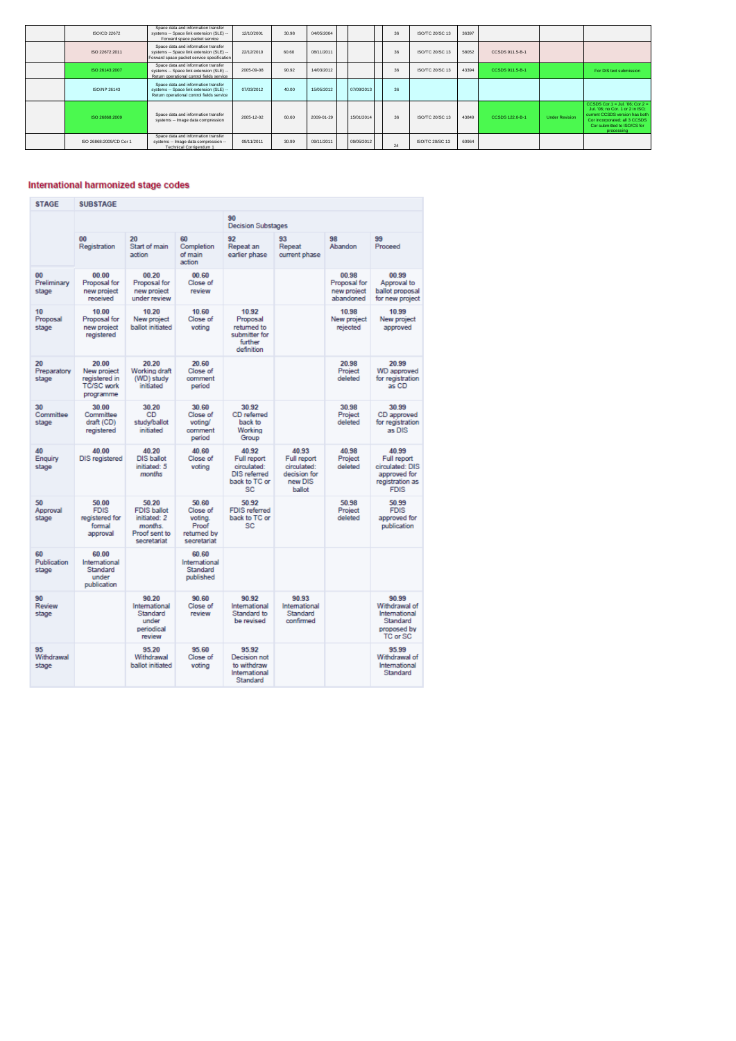| | | | | | | | | | | | | | | |
|---|---|---|---|---|---|---|---|---|---|---|---|---|---|---|
| | ISO/CD 22672 | Space data and information transfer systems -- Space link extension (SLE) -- Forward space packet service | 12/10/2001 | 30.98 | 04/05/2004 | | | | 36 | ISO/TC 20/SC 13 | 36397 | | | |
| | ISO 22672:2011 | Space data and information transfer systems -- Space link extension (SLE) -- Forward space packet service specification | 22/12/2010 | 60.60 | 08/11/2011 | | | | 36 | ISO/TC 20/SC 13 | 58052 | CCSDS 911.5-B-1 | | |
| | ISO 26143:2007 | Space data and information transfer systems -- Space link extension (SLE) -- Return operational control fields service | 2005-09-08 | 90.92 | 14/03/2012 | | | | 36 | ISO/TC 20/SC 13 | 43394 | CCSDS 911.5-B-1 | | For DIS text submission |
| | ISO/NP 26143 | Space data and information transfer systems -- Space link extension (SLE) -- Return operational control fields service | 07/03/2012 | 40.00 | 15/05/2012 | | 07/09/2013 | | 36 | | | | | |
| | ISO 26868:2009 | Space data and information transfer systems -- Image data compression | 2005-12-02 | 60.60 | 2009-01-29 | | 15/01/2014 | | 36 | ISO/TC 20/SC 13 | 43849 | CCSDS 122.0-B-1 | Under Revision | CCSDS Cor.1 = Jul. '06; Cor 2 = Jul. '08; no Cor. 1 or 2 in ISO; current CCSDS version has both Cor incorporated; all 3 CCSDS Cor submitted to ISO/CS for processing |
| | ISO 26868:2009/CD Cor 1 | Space data and information transfer systems -- Image data compression -- Technical Corrigendum 1 | 09/11/2011 | 30.99 | 09/11/2011 | | 09/05/2012 | | 24 | ISO/TC 20/SC 13 | 60964 | | | |

## International harmonized stage codes

| STAGE | SUBSTAGE | | | | | | |
|---|---|---|---|---|---|---|---|
| | | | | 90 Decision Substages | | | |
| | 00 Registration | 20 Start of main action | 60 Completion of main action | 92 Repeat an earlier phase | 93 Repeat current phase | 98 Abandon | 99 Proceed |
| 00 Preliminary stage | 00.00 Proposal for new project received | 00.20 Proposal for new project under review | 00.60 Close of review | | | 00.98 Proposal for new project abandoned | 00.99 Approval to ballot proposal for new project |
| 10 Proposal stage | 10.00 Proposal for new project registered | 10.20 New project ballot initiated | 10.60 Close of voting | 10.92 Proposal returned to submitter for further definition | | 10.98 New project rejected | 10.99 New project approved |
| 20 Preparatory stage | 20.00 New project registered in TC/SC work programme | 20.20 Working draft (WD) study initiated | 20.60 Close of comment period | | | 20.98 Project deleted | 20.99 WD approved for registration as CD |
| 30 Committee stage | 30.00 Committee draft (CD) registered | 30.20 CD study/ballot initiated | 30.60 Close of voting/ comment period | 30.92 CD referred back to Working Group | | 30.98 Project deleted | 30.99 CD approved for registration as DIS |
| 40 Enquiry stage | 40.00 DIS registered | 40.20 DIS ballot initiated: 5 *months* | 40.60 Close of voting | 40.92 Full report circulated: DIS referred back to TC or SC | 40.93 Full report circulated: decision for new DIS ballot | 40.98 Project deleted | 40.99 Full report circulated: DIS approved for registration as FDIS |
| 50 Approval stage | 50.00 FDIS registered for formal approval | 50.20 FDIS ballot initiated: 2 *months.* Proof sent to secretariat | 50.60 Close of voting. Proof returned by secretariat | 50.92 FDIS referred back to TC or SC | | 50.98 Project deleted | 50.99 FDIS approved for publication |
| 60 Publication stage | 60.00 International Standard under publication | | 60.60 International Standard published | | | | |
| 90 Review stage | | 90.20 International Standard under periodical review | 90.60 Close of review | 90.92 International Standard to be revised | 90.93 International Standard confirmed | | 90.99 Withdrawal of International Standard proposed by TC or SC |
| 95 Withdrawal stage | | 95.20 Withdrawal ballot initiated | 95.60 Close of voting | 95.92 Decision not to withdraw International Standard | | | 95.99 Withdrawal of International Standard |